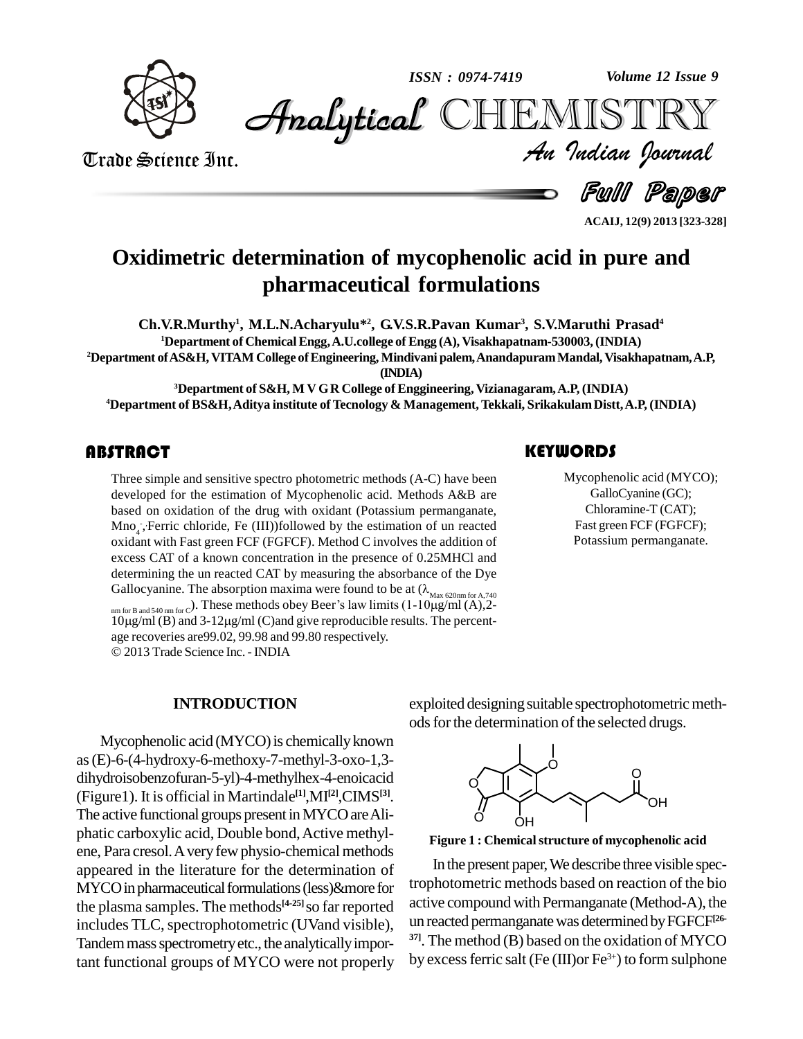# Oxidimetric determination of mycophenolic acid in pure and pharmaceutical formulations

**Ch.V.R.Murthy[1], M.L.N.Acharyulu*[2], G.V.S.R.Pavan Kumar[3], S.V.Maruthi Prasad[4]**

[1]Department of Chemical Engg, A.U.college of Engg (A), Visakhapatnam-530003, (INDIA)

[2]Department of AS&H, VITAM College of Engineering, Mindivani palem, Anandapuram Mandal, Visakhapatnam, A.P, (INDIA)

[3]Department of S&H, M V G R College of Enggineering, Vizianagaram, A.P, (INDIA)

[4]Department of BS&H, Aditya institute of Tecnology & Management, Tekkali, Srikakulam Distt, A.P, (INDIA)

## ABSTRACT

Three simple and sensitive spectro photometric methods (A-C) have been developed for the estimation of Mycophenolic acid. Methods A&B are based on oxidation of the drug with oxidant (Potassium permanganate, $MnO_4^-$, Ferric chloride, Fe (III))followed by the estimation of un reacted oxidant with Fast green FCF (FGFCF). Method C involves the addition of excess CAT of a known concentration in the presence of 0.25MHCl and determining the un reacted CAT by measuring the absorbance of the Dye Gallocyanine. The absorption maxima were found to be at ($\lambda_{\text{Max 620nm for A,740 nm for B and 540 nm for C}}$). These methods obey Beer's law limits (1-10μg/ml (A),2-10μg/ml (B) and 3-12μg/ml (C)and give reproducible results. The percentage recoveries are99.02, 99.98 and 99.80 respectively.

© 2013 Trade Science Inc. - INDIA

## KEYWORDS

Mycophenolic acid (MYCO);
GalloCyanine (GC);
Chloramine-T (CAT);
Fast green FCF (FGFCF);
Potassium permanganate.

## INTRODUCTION

Mycophenolic acid (MYCO) is chemically known as (E)-6-(4-hydroxy-6-methoxy-7-methyl-3-oxo-1,3-dihydroisobenzofuran-5-yl)-4-methylhex-4-enoicacid (Figure1). It is official in Martindale[1],MI[2],CIMS[3]. The active functional groups present in MYCO are Aliphatic carboxylic acid, Double bond, Active methylene, Para cresol. A very few physio-chemical methods appeared in the literature for the determination of MYCO in pharmaceutical formulations (less)&more for the plasma samples. The methods[4-25] so far reported includes TLC, spectrophotometric (UVand visible), Tandem mass spectrometry etc., the analytically important functional groups of MYCO were not properly exploited designing suitable spectrophotometric methods for the determination of the selected drugs.

**Figure 1 : Chemical structure of mycophenolic acid**

In the present paper, We describe three visible spectrophotometric methods based on reaction of the bio active compound with Permanganate (Method-A), the un reacted permanganate was determined by FGFCF[26-37]. The method (B) based on the oxidation of MYCO by excess ferric salt (Fe (III)or $Fe^{3+}$) to form sulphone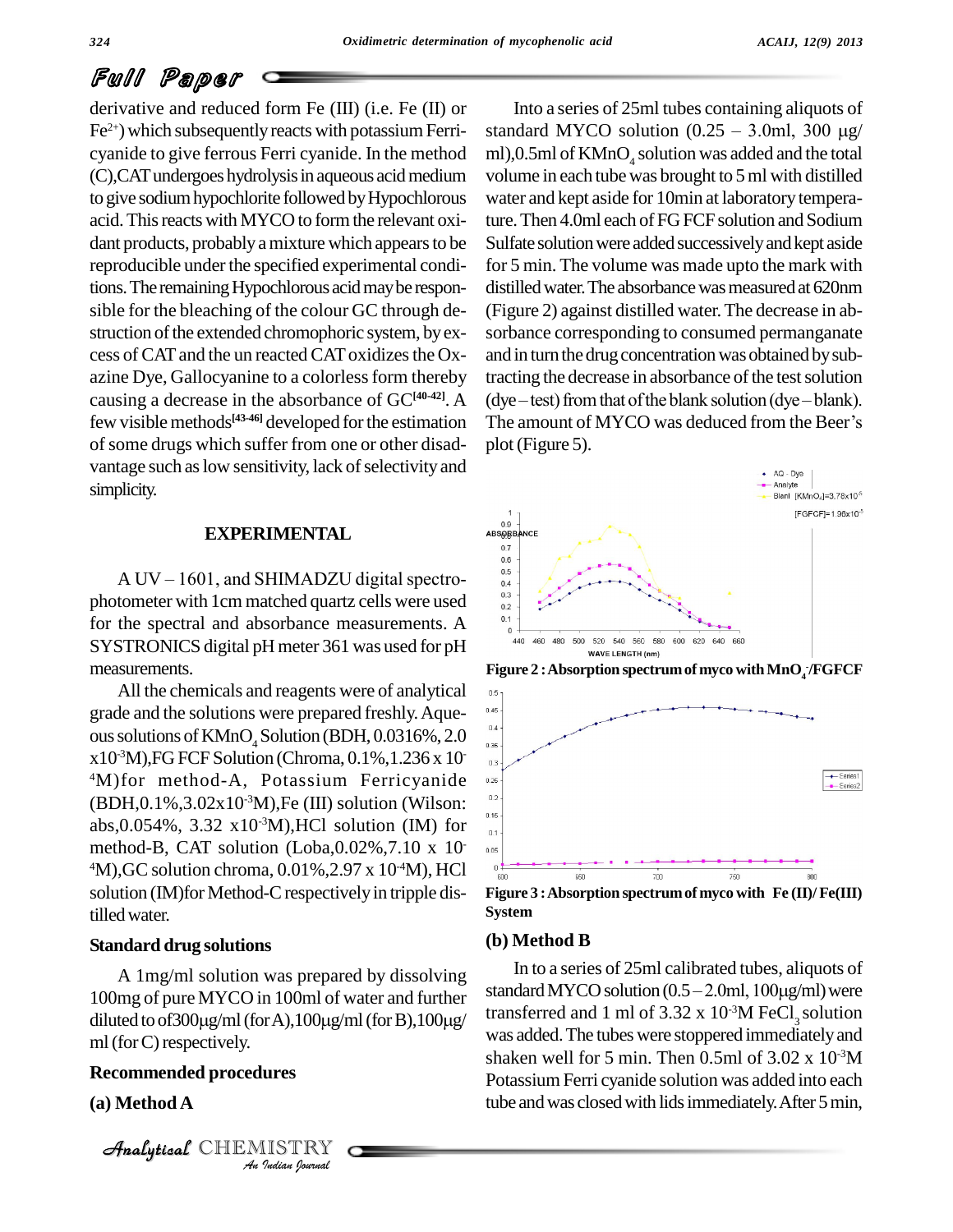derivative and reduced form Fe (III) (i.e. Fe (II) or $Fe^{2+}$) which subsequently reacts with potassium Ferricyanide to give ferrous Ferri cyanide. In the method (C),CAT undergoes hydrolysis in aqueous acid medium to give sodium hypochlorite followed by Hypochlorous acid. This reacts with MYCO to form the relevant oxidant products, probably a mixture which appears to be reproducible under the specified experimental conditions. The remaining Hypochlorous acid may be responsible for the bleaching of the colour GC through destruction of the extended chromophoric system, by excess of CAT and the un reacted CAT oxidizes the Oxazine Dye, Gallocyanine to a colorless form thereby causing a decrease in the absorbance of GC[40-42]. A few visible methods[43-46] developed for the estimation of some drugs which suffer from one or other disadvantage such as low sensitivity, lack of selectivity and simplicity.

## EXPERIMENTAL

A UV – 1601, and SHIMADZU digital spectrophotometer with 1cm matched quartz cells were used for the spectral and absorbance measurements. A SYSTRONICS digital pH meter 361 was used for pH measurements.

All the chemicals and reagents were of analytical grade and the solutions were prepared freshly. Aqueous solutions of $KMnO_4$ Solution (BDH, 0.0316%, 2.0 x$10^{-3}$M),FG FCF Solution (Chroma, 0.1%,1.236 x $10^{-4}$M)for method-A, Potassium Ferricyanide (BDH,0.1%,3.02x$10^{-3}$M),Fe (III) solution (Wilson: abs,0.054%, 3.32 x$10^{-3}$M),HCl solution (IM) for method-B, CAT solution (Loba,0.02%,7.10 x $10^{-4}$M),GC solution chroma, 0.01%,2.97 x $10^{-4}$M), HCl solution (IM)for Method-C respectively in tripple distilled water.

### Standard drug solutions

A 1mg/ml solution was prepared by dissolving 100mg of pure MYCO in 100ml of water and further diluted to of300µg/ml (for A),100µg/ml (for B),100µg/ml (for C) respectively.

### Recommended procedures

### (a) Method A

Into a series of 25ml tubes containing aliquots of standard MYCO solution (0.25 – 3.0ml, 300 µg/ml),0.5ml of $KMnO_4$ solution was added and the total volume in each tube was brought to 5 ml with distilled water and kept aside for 10min at laboratory temperature. Then 4.0ml each of FG FCF solution and Sodium Sulfate solution were added successively and kept aside for 5 min. The volume was made upto the mark with distilled water. The absorbance was measured at 620nm (Figure 2) against distilled water. The decrease in absorbance corresponding to consumed permanganate and in turn the drug concentration was obtained by subtracting the decrease in absorbance of the test solution (dye – test) from that of the blank solution (dye – blank). The amount of MYCO was deduced from the Beer's plot (Figure 5).

Figure 2 : Absorption spectrum of myco with $MnO_4^-$/FGFCF

Figure 3 : Absorption spectrum of myco with Fe (II)/ Fe(III) System

### (b) Method B

In to a series of 25ml calibrated tubes, aliquots of standard MYCO solution (0.5 – 2.0ml, 100µg/ml) were transferred and 1 ml of 3.32 x $10^{-3}$M $FeCl_3$ solution was added. The tubes were stoppered immediately and shaken well for 5 min. Then 0.5ml of 3.02 x $10^{-3}$M Potassium Ferri cyanide solution was added into each tube and was closed with lids immediately. After 5 min,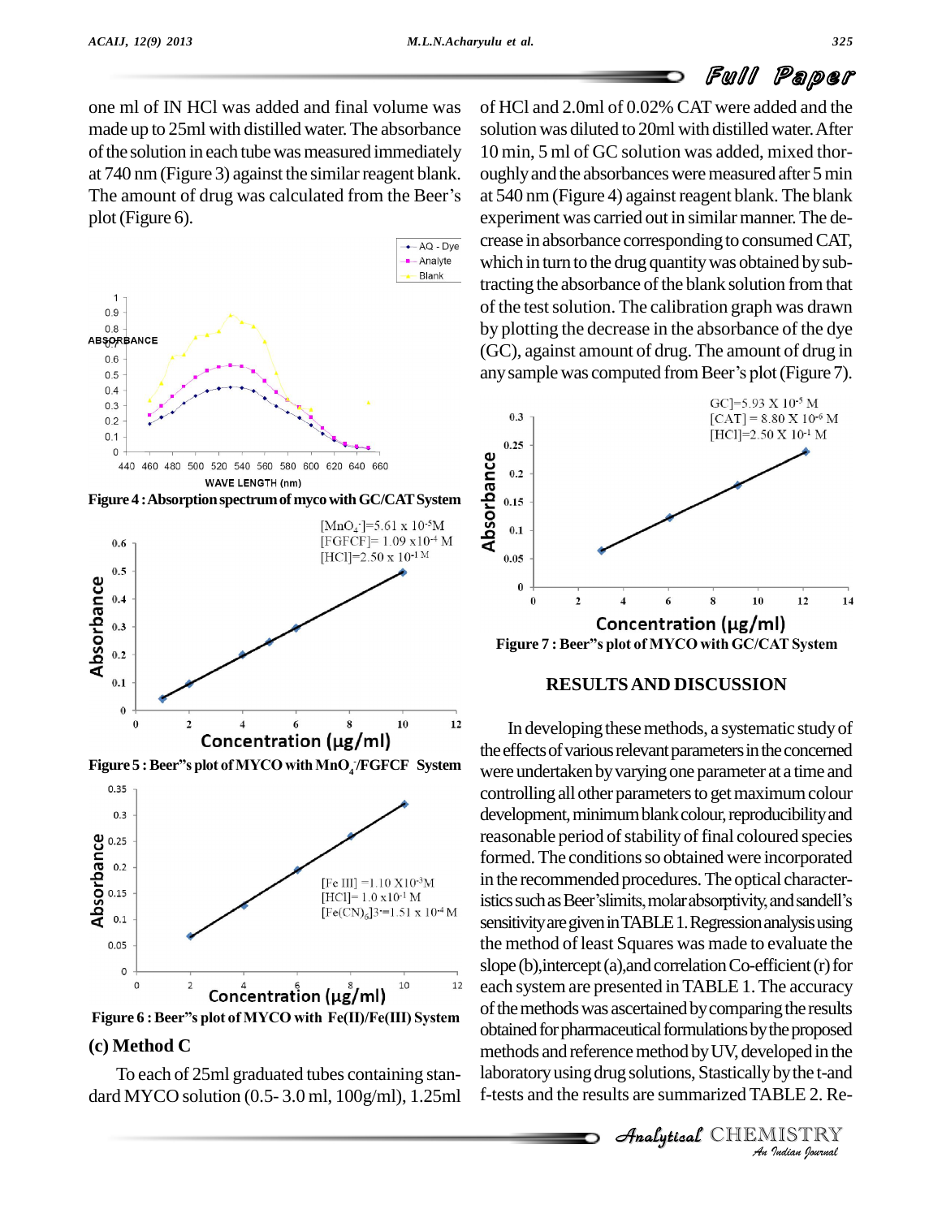one ml of IN HCl was added and final volume was made up to 25ml with distilled water. The absorbance of the solution in each tube was measured immediately at 740 nm (Figure 3) against the similar reagent blank. The amount of drug was calculated from the Beer's plot (Figure 6).

Figure 4 : Absorption spectrum of myco with GC/CAT System

Figure 5 : Beer"s plot of MYCO with $MnO_4^-$/FGFCF System

Figure 6 : Beer"s plot of MYCO with Fe(II)/Fe(III) System

### (c) Method C

To each of 25ml graduated tubes containing standard MYCO solution (0.5- 3.0 ml, 100g/ml), 1.25ml of HCl and 2.0ml of 0.02% CAT were added and the solution was diluted to 20ml with distilled water. After 10 min, 5 ml of GC solution was added, mixed thoroughly and the absorbances were measured after 5 min at 540 nm (Figure 4) against reagent blank. The blank experiment was carried out in similar manner. The decrease in absorbance corresponding to consumed CAT, which in turn to the drug quantity was obtained by subtracting the absorbance of the blank solution from that of the test solution. The calibration graph was drawn by plotting the decrease in the absorbance of the dye (GC), against amount of drug. The amount of drug in any sample was computed from Beer's plot (Figure 7).

Figure 7 : Beer"s plot of MYCO with GC/CAT System

## RESULTS AND DISCUSSION

In developing these methods, a systematic study of the effects of various relevant parameters in the concerned were undertaken by varying one parameter at a time and controlling all other parameters to get maximum colour development, minimum blank colour, reproducibility and reasonable period of stability of final coloured species formed. The conditions so obtained were incorporated in the recommended procedures. The optical characteristics such as Beer's limits, molar absorptivity, and sandell's sensitivity are given in TABLE 1. Regression analysis using the method of least Squares was made to evaluate the slope (b), intercept (a), and correlation Co-efficient (r) for each system are presented in TABLE 1. The accuracy of the methods was ascertained by comparing the results obtained for pharmaceutical formulations by the proposed methods and reference method by UV, developed in the laboratory using drug solutions, Stastically by the t-and f-tests and the results are summarized TABLE 2. Re-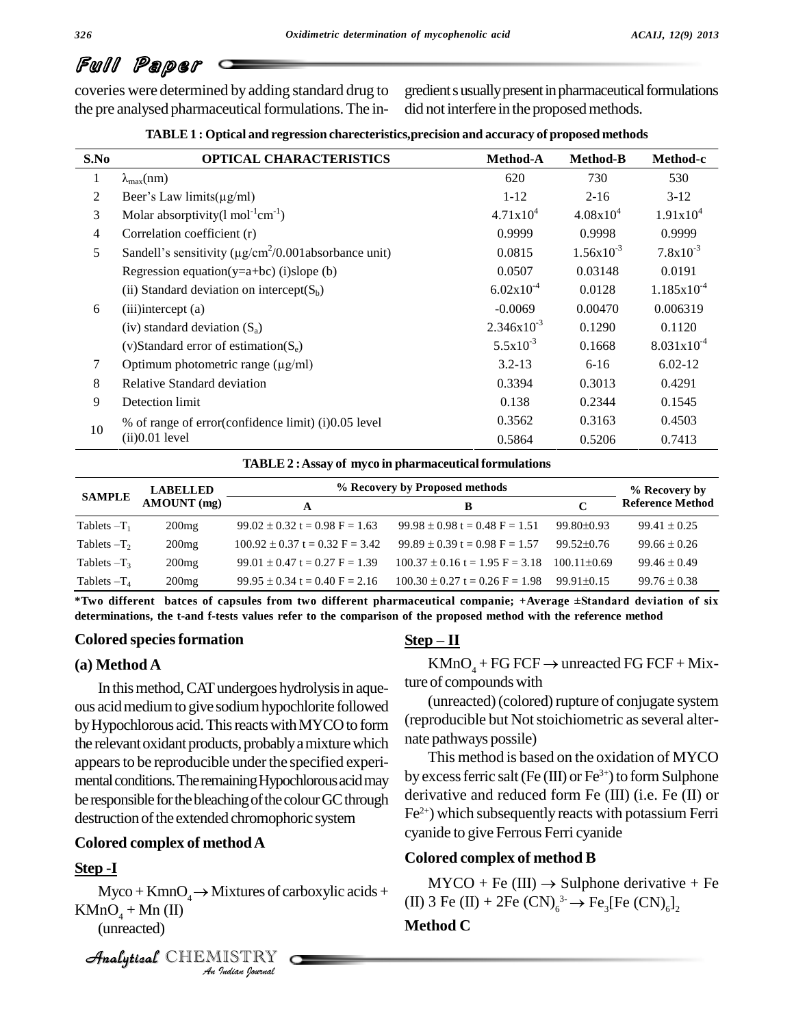coveries were determined by adding standard drug to the pre analysed pharmaceutical formulations. The ingredient s usually present in pharmaceutical formulations did not interfere in the proposed methods.

**TABLE 1 : Optical and regression charecteristics,precision and accuracy of proposed methods**

| S.No | OPTICAL CHARACTERISTICS | Method-A | Method-B | Method-c |
|---|---|---|---|---|
| 1 | $\lambda_{max}$(nm) | 620 | 730 | 530 |
| 2 | Beer's Law limits($\mu$g/ml) | 1-12 | 2-16 | 3-12 |
| 3 | Molar absorptivity(l $mol^{-1}cm^{-1}$) | $4.71x10^4$ | $4.08x10^4$ | $1.91x10^4$ |
| 4 | Correlation coefficient (r) | 0.9999 | 0.9998 | 0.9999 |
| 5 | Sandell's sensitivity ($\mu g/cm^2$/0.001absorbance unit) | 0.0815 | $1.56x10^{-3}$ | $7.8x10^{-3}$ |
| 6 | Regression equation(y=a+bc) (i)slope (b) | 0.0507 | 0.03148 | 0.0191 |
| | (ii) Standard deviation on intercept($S_b$) | $6.02x10^{-4}$ | 0.0128 | $1.185x10^{-4}$ |
| | (iii)intercept (a) | -0.0069 | 0.00470 | 0.006319 |
| | (iv) standard deviation ($S_a$) | $2.346x10^{-3}$ | 0.1290 | 0.1120 |
| | (v)Standard error of estimation($S_e$) | $5.5x10^{-3}$ | 0.1668 | $8.031x10^{-4}$ |
| 7 | Optimum photometric range ($\mu$g/ml) | 3.2-13 | 6-16 | 6.02-12 |
| 8 | Relative Standard deviation | 0.3394 | 0.3013 | 0.4291 |
| 9 | Detection limit | 0.138 | 0.2344 | 0.1545 |
| 10 | % of range of error(confidence limit) (i)0.05 level | 0.3562 | 0.3163 | 0.4503 |
| | (ii)0.01 level | 0.5864 | 0.5206 | 0.7413 |

**TABLE 2 : Assay of myco in pharmaceutical formulations**

| SAMPLE | LABELLED AMOUNT (mg) | % Recovery by Proposed methods | | | % Recovery by Reference Method |
|---|---|---|---|---|---|
| | | A | B | C | |
| Tablets –$T_1$ | 200mg | 99.02 ± 0.32 t = 0.98 F = 1.63 | 99.98 ± 0.98 t = 0.48 F = 1.51 | 99.80±0.93 | 99.41 ± 0.25 |
| Tablets –$T_2$ | 200mg | 100.92 ± 0.37 t = 0.32 F = 3.42 | 99.89 ± 0.39 t = 0.98 F = 1.57 | 99.52±0.76 | 99.66 ± 0.26 |
| Tablets –$T_3$ | 200mg | 99.01 ± 0.47 t = 0.27 F = 1.39 | 100.37 ± 0.16 t = 1.95 F = 3.18 | 100.11±0.69 | 99.46 ± 0.49 |
| Tablets –$T_4$ | 200mg | 99.95 ± 0.34 t = 0.40 F = 2.16 | 100.30 ± 0.27 t = 0.26 F = 1.98 | 99.91±0.15 | 99.76 ± 0.38 |

***Two different batces of capsules from two different pharmaceutical companie; +Average ±Standard deviation of six determinations, the t-and f-tests values refer to the comparison of the proposed method with the reference method**

### Colored species formation

#### (a) Method A

In this method, CAT undergoes hydrolysis in aqueous acid medium to give sodium hypochlorite followed by Hypochlorous acid. This reacts with MYCO to form the relevant oxidant products, probably a mixture which appears to be reproducible under the specified experimental conditions. The remaining Hypochlorous acid may be responsible for the bleaching of the colour GC through destruction of the extended chromophoric system

#### Colored complex of method A

**Step -I**

Myco + $KmnO_4 \rightarrow$ Mixtures of carboxylic acids + $KMnO_4$ + Mn (II)

(unreacted)

**Step – II**

$KMnO_4$ + FG FCF $\rightarrow$ unreacted FG FCF + Mixture of compounds with

(unreacted) (colored) rupture of conjugate system (reproducible but Not stoichiometric as several alternate pathways possile)

This method is based on the oxidation of MYCO by excess ferric salt (Fe (III) or $Fe^{3+}$) to form Sulphone derivative and reduced form Fe (III) (i.e. Fe (II) or $Fe^{2+}$) which subsequently reacts with potassium Ferri cyanide to give Ferrous Ferri cyanide

#### Colored complex of method B

MYCO + Fe (III) $\rightarrow$ Sulphone derivative + Fe (II) 3 Fe (II) + 2Fe $(CN)_6^{3-} \rightarrow Fe_3[Fe(CN)_6]_2$

#### Method C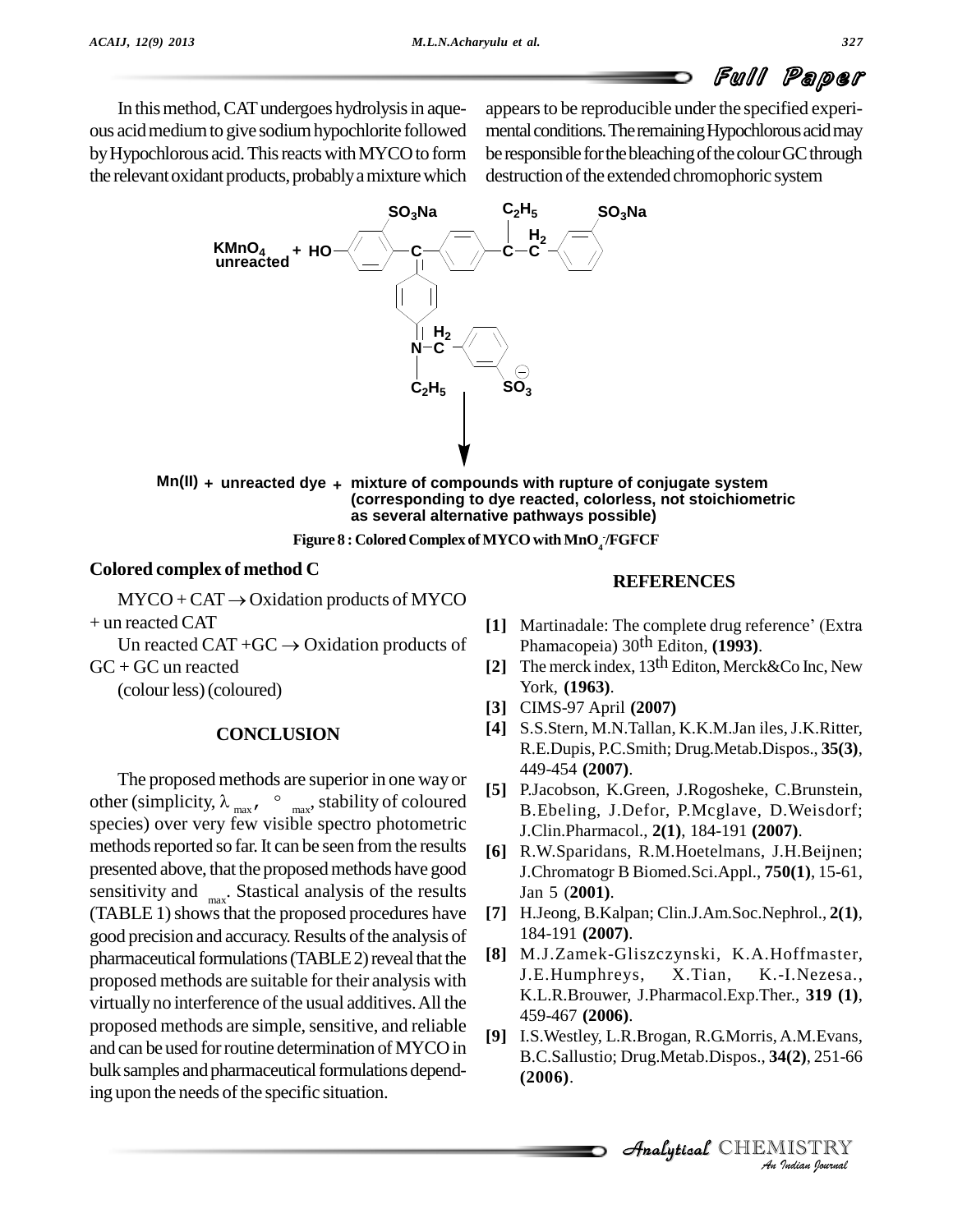In this method, CAT undergoes hydrolysis in aqueous acid medium to give sodium hypochlorite followed by Hypochlorous acid. This reacts with MYCO to form the relevant oxidant products, probably a mixture which appears to be reproducible under the specified experimental conditions. The remaining Hypochlorous acid may be responsible for the bleaching of the colour GC through destruction of the extended chromophoric system

Figure 8 : Colored Complex of MYCO with $MnO_4^-$/FGFCF

## Colored complex of method C

MYCO + CAT $\rightarrow$ Oxidation products of MYCO + un reacted CAT

Un reacted CAT + GC $\rightarrow$ Oxidation products of GC + GC un reacted

(colour less) (coloured)

## CONCLUSION

The proposed methods are superior in one way or other (simplicity, $\lambda_{max}$, $^{\circ}{}_{max}$, stability of coloured species) over very few visible spectro photometric methods reported so far. It can be seen from the results presented above, that the proposed methods have good sensitivity and $_{max}$. Stastical analysis of the results (TABLE 1) shows that the proposed procedures have good precision and accuracy. Results of the analysis of pharmaceutical formulations (TABLE 2) reveal that the proposed methods are suitable for their analysis with virtually no interference of the usual additives. All the proposed methods are simple, sensitive, and reliable and can be used for routine determination of MYCO in bulk samples and pharmaceutical formulations depending upon the needs of the specific situation.

## REFERENCES

**[1]** Martinadale: The complete drug reference' (Extra Phamacopeia) 30th Editon, **(1993)**.

**[2]** The merck index, 13th Editon, Merck&Co Inc, New York, **(1963)**.

**[3]** CIMS-97 April **(2007)**

**[4]** S.S.Stern, M.N.Tallan, K.K.M.Jan iles, J.K.Ritter, R.E.Dupis, P.C.Smith; Drug.Metab.Dispos., **35(3)**, 449-454 **(2007)**.

**[5]** P.Jacobson, K.Green, J.Rogosheke, C.Brunstein, B.Ebeling, J.Defor, P.Mcglave, D.Weisdorf; J.Clin.Pharmacol., **2(1)**, 184-191 **(2007)**.

**[6]** R.W.Sparidans, R.M.Hoetelmans, J.H.Beijnen; J.Chromatogr B Biomed.Sci.Appl., **750(1)**, 15-61, Jan 5 (**2001)**.

**[7]** H.Jeong, B.Kalpan; Clin.J.Am.Soc.Nephrol., **2(1)**, 184-191 **(2007)**.

**[8]** M.J.Zamek-Gliszczynski, K.A.Hoffmaster, J.E.Humphreys, X.Tian, K.-I.Nezesa., K.L.R.Brouwer, J.Pharmacol.Exp.Ther., **319 (1)**, 459-467 **(2006)**.

**[9]** I.S.Westley, L.R.Brogan, R.G.Morris, A.M.Evans, B.C.Sallustio; Drug.Metab.Dispos., **34(2)**, 251-66 **(2006)**.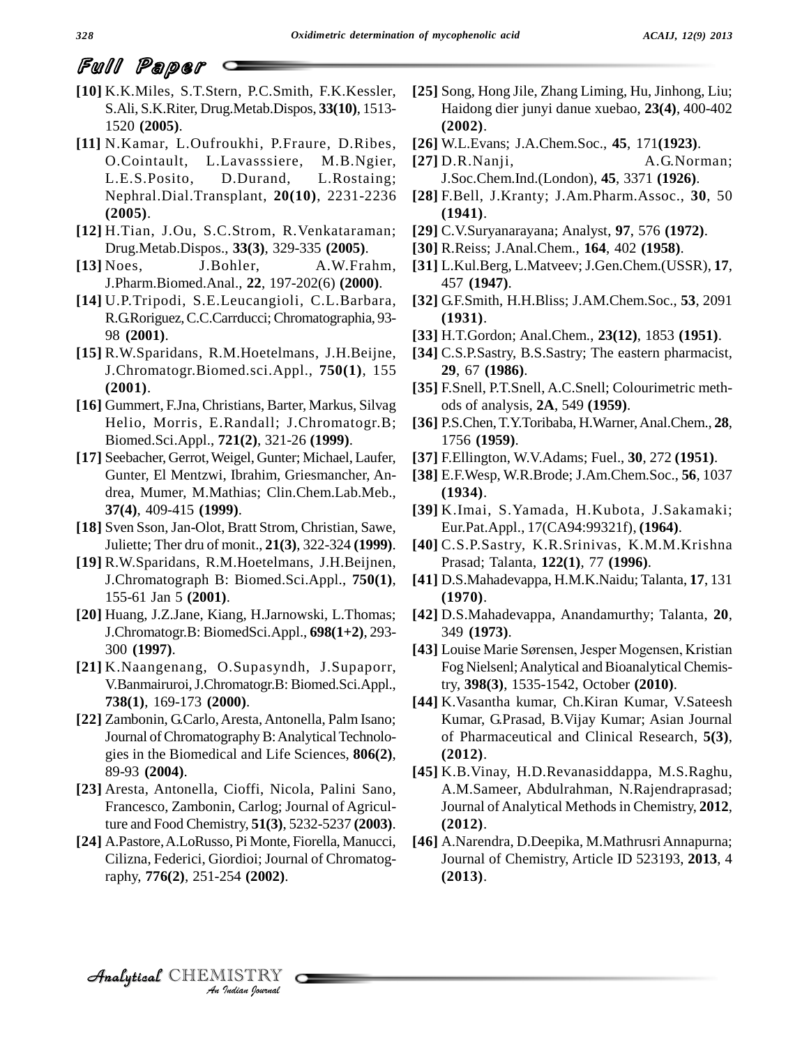**[10]** K.K.Miles, S.T.Stern, P.C.Smith, F.K.Kessler, S.Ali, S.K.Riter, Drug.Metab.Dispos, **33(10)**, 1513-1520 **(2005)**.

**[11]** N.Kamar, L.Oufroukhi, P.Fraure, D.Ribes, O.Cointault, L.Lavasssiere, M.B.Ngier, L.E.S.Posito, D.Durand, L.Rostaing; Nephral.Dial.Transplant, **20(10)**, 2231-2236 **(2005)**.

**[12]** H.Tian, J.Ou, S.C.Strom, R.Venkataraman; Drug.Metab.Dispos., **33(3)**, 329-335 **(2005)**.

**[13]** Noes, J.Bohler, A.W.Frahm, J.Pharm.Biomed.Anal., **22**, 197-202(6) **(2000)**.

**[14]** U.P.Tripodi, S.E.Leucangioli, C.L.Barbara, R.G.Roriguez, C.C.Carrducci; Chromatographia, 93-98 **(2001)**.

**[15]** R.W.Sparidans, R.M.Hoetelmans, J.H.Beijne, J.Chromatogr.Biomed.sci.Appl., **750(1)**, 155 **(2001)**.

**[16]** Gummert, F.Jna, Christians, Barter, Markus, Silvag Helio, Morris, E.Randall; J.Chromatogr.B; Biomed.Sci.Appl., **721(2)**, 321-26 **(1999)**.

**[17]** Seebacher, Gerrot, Weigel, Gunter; Michael, Laufer, Gunter, El Mentzwi, Ibrahim, Griesmancher, Andrea, Mumer, M.Mathias; Clin.Chem.Lab.Meb., **37(4)**, 409-415 **(1999)**.

**[18]** Sven Sson, Jan-Olot, Bratt Strom, Christian, Sawe, Juliette; Ther dru of monit., **21(3)**, 322-324 **(1999)**.

**[19]** R.W.Sparidans, R.M.Hoetelmans, J.H.Beijnen, J.Chromatograph B: Biomed.Sci.Appl., **750(1)**, 155-61 Jan 5 **(2001)**.

**[20]** Huang, J.Z.Jane, Kiang, H.Jarnowski, L.Thomas; J.Chromatogr.B: BiomedSci.Appl., **698(1+2)**, 293-300 **(1997)**.

**[21]** K.Naangenang, O.Supasyndh, J.Supaporr, V.Banmairuroi, J.Chromatogr.B: Biomed.Sci.Appl., **738(1)**, 169-173 **(2000)**.

**[22]** Zambonin, G.Carlo, Aresta, Antonella, Palm Isano; Journal of Chromatography B: Analytical Technologies in the Biomedical and Life Sciences, **806(2)**, 89-93 **(2004)**.

**[23]** Aresta, Antonella, Cioffi, Nicola, Palini Sano, Francesco, Zambonin, Carlog; Journal of Agriculture and Food Chemistry, **51(3)**, 5232-5237 **(2003)**.

**[24]** A.Pastore, A.LoRusso, Pi Monte, Fiorella, Manucci, Cilizna, Federici, Giordioi; Journal of Chromatography, **776(2)**, 251-254 **(2002)**.

**[25]** Song, Hong Jile, Zhang Liming, Hu, Jinhong, Liu; Haidong dier junyi danue xuebao, **23(4)**, 400-402 **(2002)**.

**[26]** W.L.Evans; J.A.Chem.Soc., **45**, 171**(1923)**.

**[27]** D.R.Nanji, A.G.Norman; J.Soc.Chem.Ind.(London), **45**, 3371 **(1926)**.

**[28]** F.Bell, J.Kranty; J.Am.Pharm.Assoc., **30**, 50 **(1941)**.

**[29]** C.V.Suryanarayana; Analyst, **97**, 576 **(1972)**.

**[30]** R.Reiss; J.Anal.Chem., **164**, 402 **(1958)**.

**[31]** L.Kul.Berg, L.Matveev; J.Gen.Chem.(USSR), **17**, 457 **(1947)**.

**[32]** G.F.Smith, H.H.Bliss; J.AM.Chem.Soc., **53**, 2091 **(1931)**.

**[33]** H.T.Gordon; Anal.Chem., **23(12)**, 1853 **(1951)**.

**[34]** C.S.P.Sastry, B.S.Sastry; The eastern pharmacist, **29**, 67 **(1986)**.

**[35]** F.Snell, P.T.Snell, A.C.Snell; Colourimetric methods of analysis, **2A**, 549 **(1959)**.

**[36]** P.S.Chen, T.Y.Toribaba, H.Warner, Anal.Chem., **28**, 1756 **(1959)**.

**[37]** F.Ellington, W.V.Adams; Fuel., **30**, 272 **(1951)**.

**[38]** E.F.Wesp, W.R.Brode; J.Am.Chem.Soc., **56**, 1037 **(1934)**.

**[39]** K.Imai, S.Yamada, H.Kubota, J.Sakamaki; Eur.Pat.Appl., 17(CA94:99321f), **(1964)**.

**[40]** C.S.P.Sastry, K.R.Srinivas, K.M.M.Krishna Prasad; Talanta, **122(1)**, 77 **(1996)**.

**[41]** D.S.Mahadevappa, H.M.K.Naidu; Talanta, **17**, 131 **(1970)**.

**[42]** D.S.Mahadevappa, Anandamurthy; Talanta, **20**, 349 **(1973)**.

**[43]** Louise Marie Sørensen, Jesper Mogensen, Kristian Fog Nielsenl; Analytical and Bioanalytical Chemistry, **398(3)**, 1535-1542, October **(2010)**.

**[44]** K.Vasantha kumar, Ch.Kiran Kumar, V.Sateesh Kumar, G.Prasad, B.Vijay Kumar; Asian Journal of Pharmaceutical and Clinical Research, **5(3)**, **(2012)**.

**[45]** K.B.Vinay, H.D.Revanasiddappa, M.S.Raghu, A.M.Sameer, Abdulrahman, N.Rajendraprasad; Journal of Analytical Methods in Chemistry, **2012**, **(2012)**.

**[46]** A.Narendra, D.Deepika, M.Mathrusri Annapurna; Journal of Chemistry, Article ID 523193, **2013**, 4 **(2013)**.